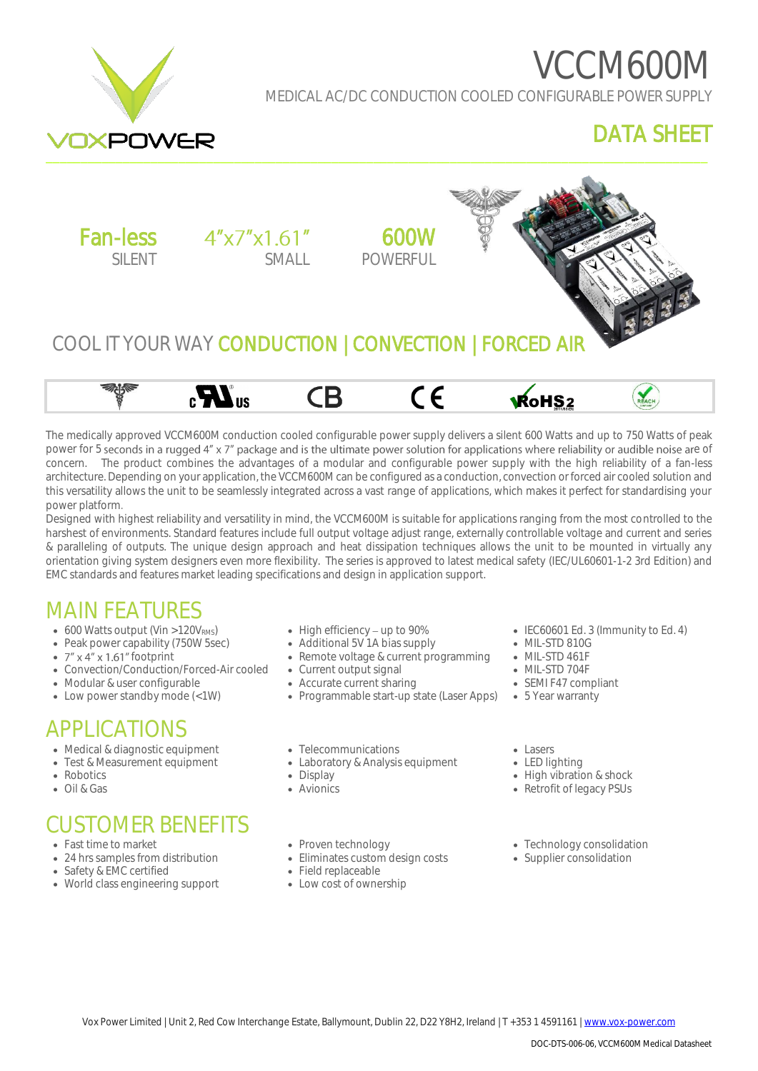# VCCM600M

MEDICAL AC/DC CONDUCTION COOLED CONFIGURABLE POWER SUPPLY

## DATA SHEET

**Fan-less** SILENT | **4"x7"x1.61"** SMALL | **600W** POWERFUL

COOL IT YOUR WAY **CONDUCTION | CONVECTION | FORCED AIR**

The medically approved VCCM600M conduction cooled configurable power supply delivers a silent 600 Watts and up to 750 Watts of peak power for 5 seconds in a rugged 4" x 7" package and is the ultimate power solution for applications where reliability or audible noise are of concern. The product combines the advantages of a modular and configurable power supply with the high reliability of a fan-less architecture. Depending on your application, the VCCM600M can be configured as a conduction, convection or forced air cooled solution and this versatility allows the unit to be seamlessly integrated across a vast range of applications, which makes it perfect for standardising your power platform.

Designed with highest reliability and versatility in mind, the VCCM600M is suitable for applications ranging from the most controlled to the harshest of environments. Standard features include full output voltage adjust range, externally controllable voltage and current and series & paralleling of outputs. The unique design approach and heat dissipation techniques allows the unit to be mounted in virtually any orientation giving system designers even more flexibility. The series is approved to latest medical safety (IEC/UL60601-1-2 3rd Edition) and EMC standards and features market leading specifications and design in application support.

## MAIN FEATURES

- 600 Watts output (Vin >120V$_{RMS}$)
- Peak power capability (750W 5sec)
- 7" x 4" x 1.61" footprint
- Convection/Conduction/Forced-Air cooled
- Modular & user configurable
- Low power standby mode (<1W)
- High efficiency – up to 90%
- Additional 5V 1A bias supply
- Remote voltage & current programming
- Current output signal
- Accurate current sharing
- Programmable start-up state (Laser Apps)
- IEC60601 Ed. 3 (Immunity to Ed. 4)
- MIL-STD 810G
- MIL-STD 461F
- MIL-STD 704F
- SEMI F47 compliant
- 5 Year warranty

## APPLICATIONS

- Medical & diagnostic equipment
- Test & Measurement equipment
- Robotics
- Oil & Gas
- Telecommunications
- Laboratory & Analysis equipment
- Display
- Avionics
- Lasers
- LED lighting
- High vibration & shock
- Retrofit of legacy PSUs

## CUSTOMER BENEFITS

- Fast time to market
- 24 hrs samples from distribution
- Safety & EMC certified
- World class engineering support
- Proven technology
- Eliminates custom design costs
- Field replaceable
- Low cost of ownership
- Technology consolidation
- Supplier consolidation

Vox Power Limited | Unit 2, Red Cow Interchange Estate, Ballymount, Dublin 22, D22 Y8H2, Ireland | T +353 1 4591161 | www.vox-power.com

DOC-DTS-006-06, VCCM600M Medical Datasheet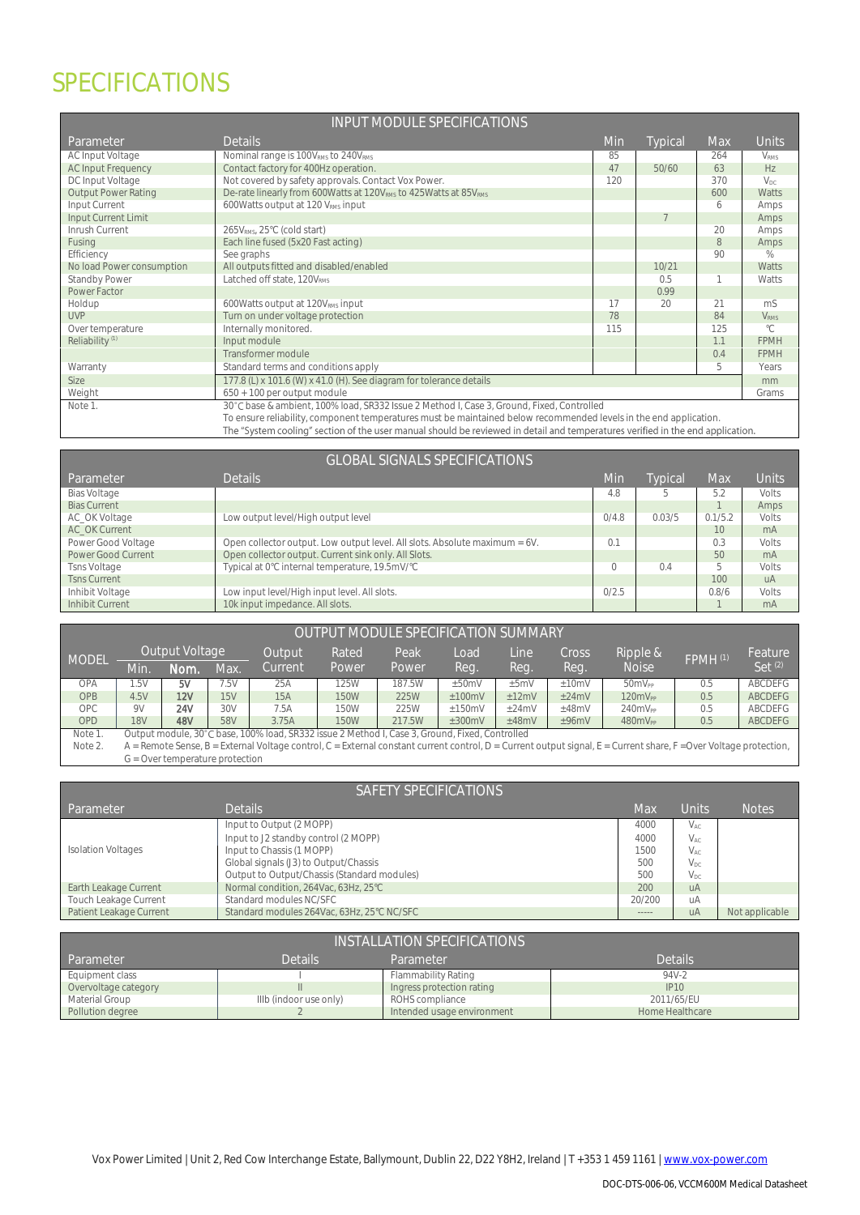# SPECIFICATIONS

| INPUT MODULE SPECIFICATIONS | | | | | |
|---|---|---|---|---|---|
| Parameter | Details | Min | Typical | Max | Units |
| AC Input Voltage | Nominal range is $100V_{RMS}$ to $240V_{RMS}$ | 85 | | 264 | $V_{RMS}$ |
| AC Input Frequency | Contact factory for 400Hz operation. | 47 | 50/60 | 63 | Hz |
| DC Input Voltage | Not covered by safety approvals. Contact Vox Power. | 120 | | 370 | $V_{DC}$ |
| Output Power Rating | De-rate linearly from 600Watts at $120V_{RMS}$ to 425Watts at $85V_{RMS}$ | | | 600 | Watts |
| Input Current | 600Watts output at 120 $V_{RMS}$ input | | | 6 | Amps |
| Input Current Limit | | | 7 | | Amps |
| Inrush Current | $265V_{RMS}$, 25°C (cold start) | | | 20 | Amps |
| Fusing | Each line fused (5x20 Fast acting) | | | 8 | Amps |
| Efficiency | See graphs | | | 90 | % |
| No load Power consumption | All outputs fitted and disabled/enabled | | 10/21 | | Watts |
| Standby Power | Latched off state, $120V_{RMS}$ | | 0.5 | 1 | Watts |
| Power Factor | | | 0.99 | | |
| Holdup | 600Watts output at $120V_{RMS}$ input | 17 | 20 | 21 | mS |
| UVP | Turn on under voltage protection | 78 | | 84 | $V_{RMS}$ |
| Over temperature | Internally monitored. | 115 | | 125 | °C |
| Reliability [1] | Input module | | | 1.1 | FPMH |
| | Transformer module | | | 0.4 | FPMH |
| Warranty | Standard terms and conditions apply | | | 5 | Years |
| Size | 177.8 (L) x 101.6 (W) x 41.0 (H). See diagram for tolerance details | | | | mm |
| Weight | 650 + 100 per output module | | | | Grams |
| Note 1. | 30°C base & ambient, 100% load, SR332 Issue 2 Method I, Case 3, Ground, Fixed, Controlled<br>To ensure reliability, component temperatures must be maintained below recommended levels in the end application.<br>The "System cooling" section of the user manual should be reviewed in detail and temperatures verified in the end application. | | | | |

| GLOBAL SIGNALS SPECIFICATIONS | | | | | |
|---|---|---|---|---|---|
| Parameter | Details | Min | Typical | Max | Units |
| Bias Voltage | | 4.8 | 5 | 5.2 | Volts |
| Bias Current | | | | 1 | Amps |
| AC_OK Voltage | Low output level/High output level | 0/4.8 | 0.03/5 | 0.1/5.2 | Volts |
| AC_OK Current | | | | 10 | mA |
| Power Good Voltage | Open collector output. Low output level. All slots. Absolute maximum = 6V. | 0.1 | | 0.3 | Volts |
| Power Good Current | Open collector output. Current sink only. All Slots. | | | 50 | mA |
| Tsns Voltage | Typical at 0°C internal temperature, 19.5mV/°C | 0 | 0.4 | 5 | Volts |
| Tsns Current | | | | 100 | uA |
| Inhibit Voltage | Low input level/High input level. All slots. | 0/2.5 | | 0.8/6 | Volts |
| Inhibit Current | 10k input impedance. All slots. | | | 1 | mA |

| OUTPUT MODULE SPECIFICATION SUMMARY | | | | | | | | | | | | |
|---|---|---|---|---|---|---|---|---|---|---|---|---|
| MODEL | Output Voltage | | | Output Current | Rated Power | Peak Power | Load Reg. | Line Reg. | Cross Reg. | Ripple & Noise | FPMH [1] | Feature Set [2] |
| | Min. | **Nom.** | Max. | | | | | | | | | |
| OPA | 1.5V | **5V** | 7.5V | 25A | 125W | 187.5W | ±50mV | ±5mV | ±10mV | $50mV_{PP}$ | 0.5 | ABCDEFG |
| OPB | 4.5V | **12V** | 15V | 15A | 150W | 225W | ±100mV | ±12mV | ±24mV | $120mV_{PP}$ | 0.5 | ABCDEFG |
| OPC | 9V | **24V** | 30V | 7.5A | 150W | 225W | ±150mV | ±24mV | ±48mV | $240mV_{PP}$ | 0.5 | ABCDEFG |
| OPD | 18V | **48V** | 58V | 3.75A | 150W | 217.5W | ±300mV | ±48mV | ±96mV | $480mV_{PP}$ | 0.5 | ABCDEFG |

Note 1. Output module, 30°C base, 100% load, SR332 issue 2 Method I, Case 3, Ground, Fixed, Controlled

Note 2. A = Remote Sense, B = External Voltage control, C = External constant current control, D = Current output signal, E = Current share, F =Over Voltage protection, G = Over temperature protection

| SAFETY SPECIFICATIONS | | | | |
|---|---|---|---|---|
| Parameter | Details | Max | Units | Notes |
| Isolation Voltages | Input to Output (2 MOPP) | 4000 | $V_{AC}$ | |
| | Input to J2 standby control (2 MOPP) | 4000 | $V_{AC}$ | |
| | Input to Chassis (1 MOPP) | 1500 | $V_{AC}$ | |
| | Global signals (J3) to Output/Chassis | 500 | $V_{DC}$ | |
| | Output to Output/Chassis (Standard modules) | 500 | $V_{DC}$ | |
| Earth Leakage Current | Normal condition, 264Vac, 63Hz, 25°C | 200 | uA | |
| Touch Leakage Current | Standard modules NC/SFC | 20/200 | uA | |
| Patient Leakage Current | Standard modules 264Vac, 63Hz, 25°C NC/SFC | ----- | uA | Not applicable |

| INSTALLATION SPECIFICATIONS | | | |
|---|---|---|---|
| Parameter | Details | Parameter | Details |
| Equipment class | I | Flammability Rating | 94V-2 |
| Overvoltage category | II | Ingress protection rating | IP10 |
| Material Group | IIIb (indoor use only) | ROHS compliance | 2011/65/EU |
| Pollution degree | 2 | Intended usage environment | Home Healthcare |

Vox Power Limited | Unit 2, Red Cow Interchange Estate, Ballymount, Dublin 22, D22 Y8H2, Ireland | T +353 1 459 1161 | www.vox-power.com

DOC-DTS-006-06, VCCM600M Medical Datasheet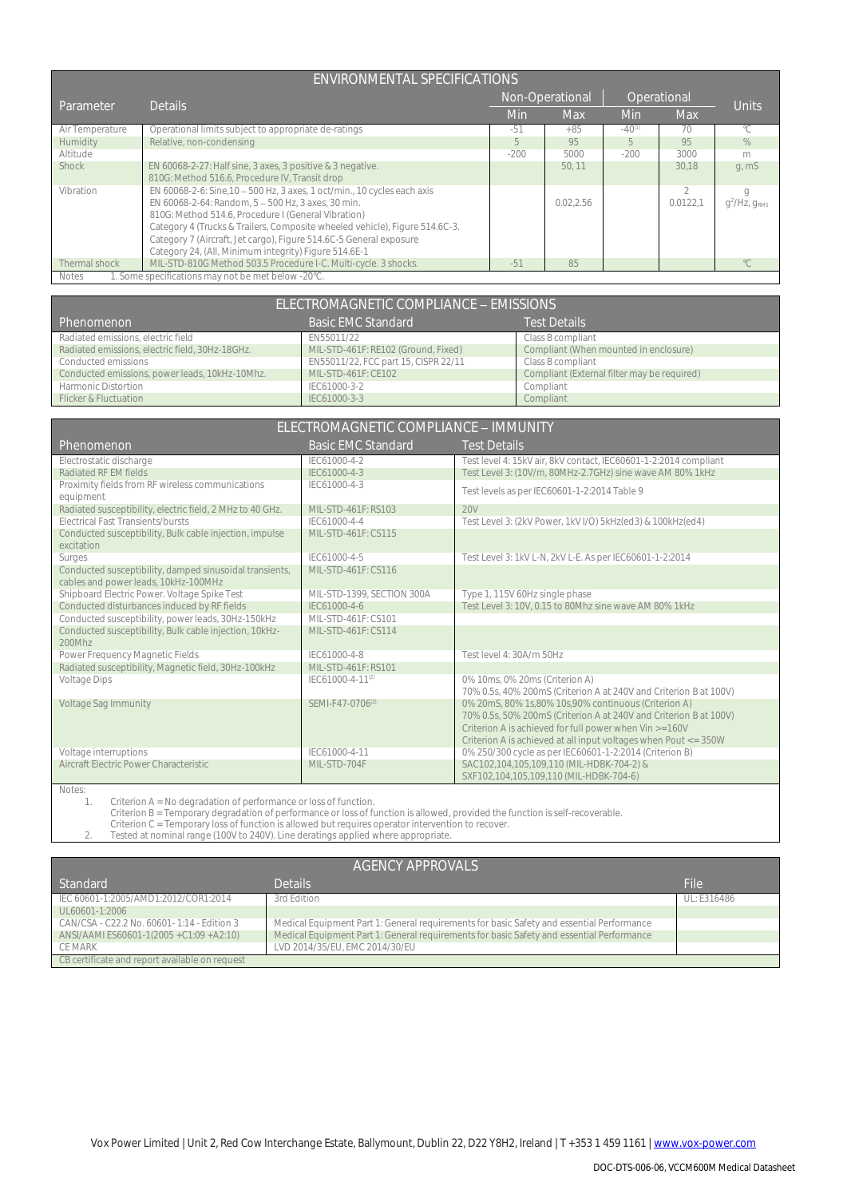## ENVIRONMENTAL SPECIFICATIONS

| Parameter | Details | Non-Operational | | Operational | | Units |
|---|---|---|---|---|---|---|
| | | Min | Max | Min | Max | |
| Air Temperature | Operational limits subject to appropriate de-ratings | -51 | +85 | -40[1] | 70 | °C |
| Humidity | Relative, non-condensing | 5 | 95 | 5 | 95 | % |
| Altitude | | -200 | 5000 | -200 | 3000 | m |
| Shock | EN 60068-2-27: Half sine, 3 axes, 3 positive & 3 negative. 810G: Method 516.6, Procedure IV, Transit drop | | 50, 11 | | 30,18 | g, mS |
| Vibration | EN 60068-2-6: Sine,10 – 500 Hz, 3 axes, 1 oct/min., 10 cycles each axis EN 60068-2-64: Random, 5 – 500 Hz, 3 axes, 30 min. 810G: Method 514.6, Procedure I (General Vibration) Category 4 (Trucks & Trailers, Composite wheeled vehicle), Figure 514.6C-3. Category 7 (Aircraft, Jet cargo), Figure 514.6C-5 General exposure Category 24, (All, Minimum integrity) Figure 514.6E-1 | | 0.02,2.56 | | 2 0.0122,1 | g $g^2$/Hz, $g_{RMS}$ |
| Thermal shock | MIL-STD-810G Method 503.5 Procedure I-C. Multi-cycle. 3 shocks. | -51 | 85 | | | °C |

Notes 1. Some specifications may not be met below -20°C.

## ELECTROMAGNETIC COMPLIANCE – EMISSIONS

| Phenomenon | Basic EMC Standard | Test Details |
|---|---|---|
| Radiated emissions, electric field | EN55011/22 | Class B compliant |
| Radiated emissions, electric field, 30Hz-18GHz. | MIL-STD-461F: RE102 (Ground, Fixed) | Compliant (When mounted in enclosure) |
| Conducted emissions | EN55011/22, FCC part 15, CISPR 22/11 | Class B compliant |
| Conducted emissions, power leads, 10kHz-10Mhz. | MIL-STD-461F: CE102 | Compliant (External filter may be required) |
| Harmonic Distortion | IEC61000-3-2 | Compliant |
| Flicker & Fluctuation | IEC61000-3-3 | Compliant |

## ELECTROMAGNETIC COMPLIANCE – IMMUNITY

| Phenomenon | Basic EMC Standard | Test Details |
|---|---|---|
| Electrostatic discharge | IEC61000-4-2 | Test level 4: 15kV air, 8kV contact, IEC60601-1-2:2014 compliant |
| Radiated RF EM fields | IEC61000-4-3 | Test Level 3: (10V/m, 80MHz-2.7GHz) sine wave AM 80% 1kHz |
| Proximity fields from RF wireless communications equipment | IEC61000-4-3 | Test levels as per IEC60601-1-2:2014 Table 9 |
| Radiated susceptibility, electric field, 2 MHz to 40 GHz. | MIL-STD-461F: RS103 | 20V |
| Electrical Fast Transients/bursts | IEC61000-4-4 | Test Level 3: (2kV Power, 1kV I/O) 5kHz(ed3) & 100kHz(ed4) |
| Conducted susceptibility, Bulk cable injection, impulse excitation | MIL-STD-461F: CS115 | |
| Surges | IEC61000-4-5 | Test Level 3: 1kV L-N, 2kV L-E. As per IEC60601-1-2:2014 |
| Conducted susceptibility, damped sinusoidal transients, cables and power leads, 10kHz-100MHz | MIL-STD-461F: CS116 | |
| Shipboard Electric Power. Voltage Spike Test | MIL-STD-1399, SECTION 300A | Type 1, 115V 60Hz single phase |
| Conducted disturbances induced by RF fields | IEC61000-4-6 | Test Level 3: 10V, 0.15 to 80Mhz sine wave AM 80% 1kHz |
| Conducted susceptibility, power leads, 30Hz-150kHz | MIL-STD-461F: CS101 | |
| Conducted susceptibility, Bulk cable injection, 10kHz-200Mhz | MIL-STD-461F: CS114 | |
| Power Frequency Magnetic Fields | IEC61000-4-8 | Test level 4: 30A/m 50Hz |
| Radiated susceptibility, Magnetic field, 30Hz-100kHz | MIL-STD-461F: RS101 | |
| Voltage Dips | IEC61000-4-11[2] | 0% 10ms, 0% 20ms (Criterion A) 70% 0.5s, 40% 200mS (Criterion A at 240V and Criterion B at 100V) |
| Voltage Sag Immunity | SEMI-F47-0706[2] | 0% 20mS, 80% 1s,80% 10s,90% continuous (Criterion A) 70% 0.5s, 50% 200mS (Criterion A at 240V and Criterion B at 100V) Criterion A is achieved for full power when Vin >=160V Criterion A is achieved at all input voltages when Pout <= 350W |
| Voltage interruptions | IEC61000-4-11 | 0% 250/300 cycle as per IEC60601-1-2:2014 (Criterion B) |
| Aircraft Electric Power Characteristic | MIL-STD-704F | SAC102,104,105,109,110 (MIL-HDBK-704-2) & SXF102,104,105,109,110 (MIL-HDBK-704-6) |

Notes:

1. Criterion A = No degradation of performance or loss of function.
   Criterion B = Temporary degradation of performance or loss of function is allowed, provided the function is self-recoverable.
   Criterion C = Temporary loss of function is allowed but requires operator intervention to recover.
2. Tested at nominal range (100V to 240V). Line deratings applied where appropriate.

## AGENCY APPROVALS

| Standard | Details | File |
|---|---|---|
| IEC 60601-1:2005/AMD1:2012/COR1:2014 | 3rd Edition | UL: E316486 |
| UL60601-1:2006 | | |
| CAN/CSA - C22.2 No. 60601- 1:14 - Edition 3 | Medical Equipment Part 1: General requirements for basic Safety and essential Performance | |
| ANSI/AAMI ES60601-1(2005 +C1:09 +A2:10) | Medical Equipment Part 1: General requirements for basic Safety and essential Performance | |
| CE MARK | LVD 2014/35/EU, EMC 2014/30/EU | |
| CB certificate and report available on request | | |

Vox Power Limited | Unit 2, Red Cow Interchange Estate, Ballymount, Dublin 22, D22 Y8H2, Ireland | T +353 1 459 1161 | www.vox-power.com

DOC-DTS-006-06, VCCM600M Medical Datasheet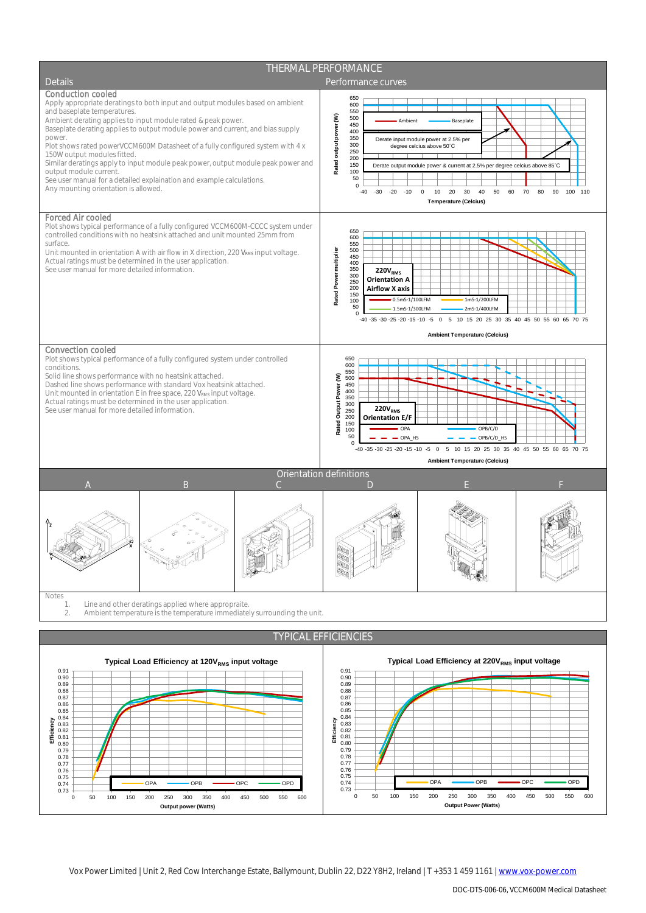# THERMAL PERFORMANCE

## Details

### Conduction cooled

Apply appropriate deratings to both input and output modules based on ambient and baseplate temperatures.
Ambient derating applies to input module rated & peak power.
Baseplate derating applies to output module power and current, and bias supply power.
Plot shows rated powerVCCM600M Datasheet of a fully configured system with 4 x 150W output modules fitted.
Similar deratings apply to input module peak power, output module peak power and output module current.
See user manual for a detailed explaination and example calculations.
Any mounting orientation is allowed.

### Forced Air cooled

Plot shows typical performance of a fully configured VCCM600M-CCCC system under controlled conditions with no heatsink attached and unit mounted 25mm from surface.
Unit mounted in orientation A with air flow in X direction, 220 $V_{RMS}$ input voltage.
Actual ratings must be determined in the user application.
See user manual for more detailed information.

### Convection cooled

Plot shows typical performance of a fully configured system under controlled conditions.
Solid line shows performance with no heatsink attached.
Dashed line shows performance with standard Vox heatsink attached.
Unit mounted in orientation E in free space, 220 $V_{RMS}$ input voltage.
Actual ratings must be determined in the user application.
See user manual for more detailed information.

## Orientation definitions

A | B | C | D | E | F

Notes

1. Line and other deratings applied where appropraite.
2. Ambient temperature is the temperature immediately surrounding the unit.

# TYPICAL EFFICIENCIES

Vox Power Limited | Unit 2, Red Cow Interchange Estate, Ballymount, Dublin 22, D22 Y8H2, Ireland | T +353 1 459 1161 | www.vox-power.com

DOC-DTS-006-06, VCCM600M Medical Datasheet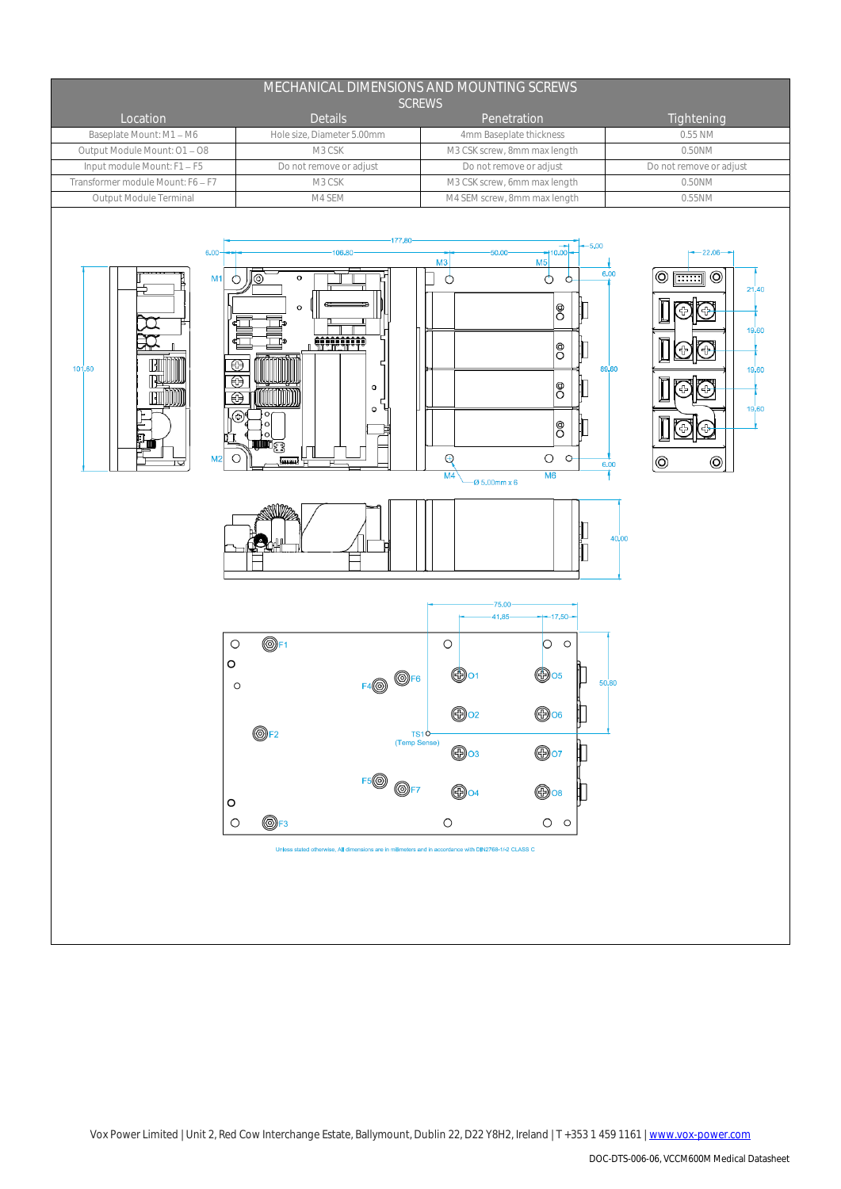## MECHANICAL DIMENSIONS AND MOUNTING SCREWS

| SCREWS | | | |
|---|---|---|---|
| Location | Details | Penetration | Tightening |
| Baseplate Mount: M1 – M6 | Hole size, Diameter 5.00mm | 4mm Baseplate thickness | 0.55 NM |
| Output Module Mount: O1 – O8 | M3 CSK | M3 CSK screw, 8mm max length | 0.50NM |
| Input module Mount: F1 – F5 | Do not remove or adjust | Do not remove or adjust | Do not remove or adjust |
| Transformer module Mount: F6 – F7 | M3 CSK | M3 CSK screw, 6mm max length | 0.50NM |
| Output Module Terminal | M4 SEM | M4 SEM screw, 8mm max length | 0.55NM |

Unless stated otherwise, All dimensions are in millimeters and in accordance with DIN2768-1/-2 CLASS C

DOC-DTS-006-06, VCCM600M Medical Datasheet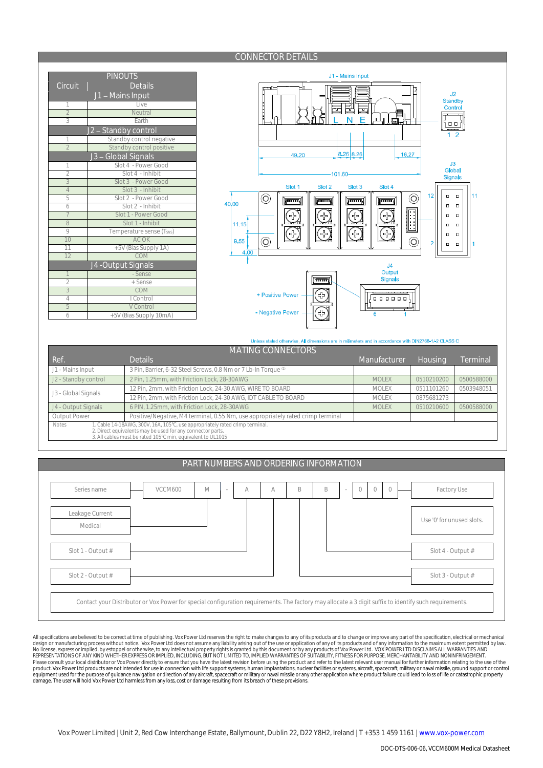## CONNECTOR DETAILS

| Circuit | Details |
|---|---|
| **J1 – Mains Input** | |
| 1 | Live |
| 2 | Neutral |
| 3 | Earth |
| **J2 – Standby control** | |
| 1 | Standby control negative |
| 2 | Standby control positive |
| **J3 – Global Signals** | |
| 1 | Slot 4 - Power Good |
| 2 | Slot 4 - Inhibit |
| 3 | Slot 3 - Power Good |
| 4 | Slot 3 - Inhibit |
| 5 | Slot 2 - Power Good |
| 6 | Slot 2 - Inhibit |
| 7 | Slot 1 - Power Good |
| 8 | Slot 1 - Inhibit |
| 9 | Temperature sense ($T_{SNS}$) |
| 10 | AC OK |
| 11 | +5V (Bias Supply 1A) |
| 12 | COM |
| **J4 -Output Signals** | |
| 1 | - Sense |
| 2 | + Sense |
| 3 | COM |
| 4 | I Control |
| 5 | V Control |
| 6 | +5V (Bias Supply 10mA) |

J1 - Mains Input
L N E
J2 Standby Control
1 2
49.20
8.26 8.26
16.27
101.60
J3 Global Signals
Slot 1 Slot 2 Slot 3 Slot 4
12 11
2 1
40.00
11.15
9.55
4.00
J4 Output Signals
+ Positive Power
- Negative Power
6 1

Unless stated otherwise, All dimensions are in millimeters and in accordance with DIN2768-1/-2 CLASS C

## MATING CONNECTORS

| Ref. | Details | Manufacturer | Housing | Terminal |
|---|---|---|---|---|
| J1 - Mains Input | 3 Pin, Barrier, 6-32 Steel Screws, 0.8 Nm or 7 Lb-In Torque [1] | | | |
| J2 - Standby control | 2 Pin, 1.25mm, with Friction Lock, 28-30AWG | MOLEX | 0510210200 | 0500588000 |
| J3 - Global Signals | 12 Pin, 2mm, with Friction Lock, 24-30 AWG, WIRE TO BOARD | MOLEX | 0511101260 | 0503948051 |
| | 12 Pin, 2mm, with Friction Lock, 24-30 AWG, IDT CABLE TO BOARD | MOLEX | 0875681273 | |
| J4 - Output Signals | 6 PIN, 1.25mm, with Friction Lock, 28-30AWG | MOLEX | 0510210600 | 0500588000 |
| Output Power | Positive/Negative, M4 terminal, 0.55 Nm, use appropriately rated crimp terminal | | | |

Notes
1. Cable 14-18AWG, 300V, 16A, 105°C, use appropriately rated crimp terminal.
2. Direct equivalents may be used for any connector parts.
3. All cables must be rated 105°C min, equivalent to UL1015

## PART NUMBERS AND ORDERING INFORMATION

| Series name | Leakage Current / Medical | - | Slot 1 - Output # | Slot 2 - Output # | Slot 3 - Output # | Slot 4 - Output # | - | Factory Use | | |
|---|---|---|---|---|---|---|---|---|---|---|
| VCCM600 | M | - | A | A | B | B | - | 0 | 0 | 0 |

Factory Use: Use '0' for unused slots.

Contact your Distributor or Vox Power for special configuration requirements. The factory may allocate a 3 digit suffix to identify such requirements.

All specifications are believed to be correct at time of publishing. Vox Power Ltd reserves the right to make changes to any of its products and to change or improve any part of the specification, electrical or mechanical design or manufacturing process without notice. Vox Power Ltd does not assume any liability arising out of the use or application of any of its products and of any information to the maximum extent permitted by law. No license, express or implied, by estoppel or otherwise, to any intellectual property rights is granted by this document or by any products of Vox Power Ltd. VOX POWER LTD DISCLAIMS ALL WARRANTIES AND REPRESENTATIONS OF ANY KIND WHETHER EXPRESS OR IMPLIED, INCLUDING, BUT NOT LIMITED TO, IMPLIED WARRANTIES OF SUITABILITY, FITNESS FOR PURPOSE, MERCHANTABILITY AND NONINFRINGEMENT. Please consult your local distributor or Vox Power directly to ensure that you have the latest revision before using the product and refer to the latest relevant user manual for further information relating to the use of the product. Vox Power Ltd products are not intended for use in connection with life support systems, human implantations, nuclear facilities or systems, aircraft, spacecraft, military or naval missile, ground support or control equipment used for the purpose of guidance navigation or direction of any aircraft, spacecraft or military or naval missile or any other application where product failure could lead to loss of life or catastrophic property damage. The user will hold Vox Power Ltd harmless from any loss, cost or damage resulting from its breach of these provisions.

Vox Power Limited | Unit 2, Red Cow Interchange Estate, Ballymount, Dublin 22, D22 Y8H2, Ireland | T +353 1 459 1161 | www.vox-power.com

DOC-DTS-006-06, VCCM600M Medical Datasheet